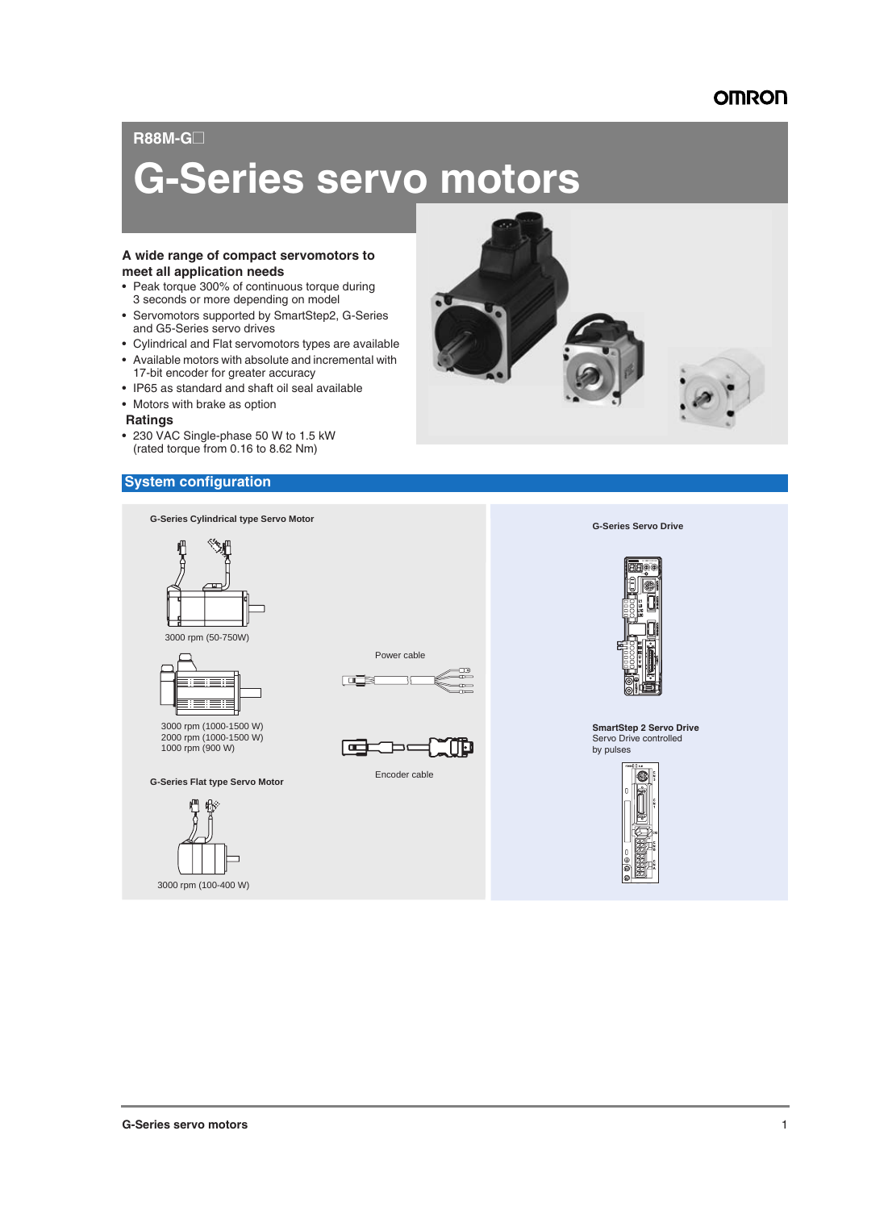R88M-G☐

# G-Series servo motors

### A wide range of compact servomotors to meet all application needs

- Peak torque 300% of continuous torque during 3 seconds or more depending on model
- Servomotors supported by SmartStep2, G-Series and G5-Series servo drives
- Cylindrical and Flat servomotors types are available
- Available motors with absolute and incremental with 17-bit encoder for greater accuracy
- IP65 as standard and shaft oil seal available
- Motors with brake as option

### Ratings

- 230 VAC Single-phase 50 W to 1.5 kW (rated torque from 0.16 to 8.62 Nm)

## System configuration

**G-Series Cylindrical type Servo Motor**

3000 rpm (50-750W)

3000 rpm (1000-1500 W)
2000 rpm (1000-1500 W)
1000 rpm (900 W)

**G-Series Flat type Servo Motor**

3000 rpm (100-400 W)

Power cable

Encoder cable

**G-Series Servo Drive**

**SmartStep 2 Servo Drive**
Servo Drive controlled by pulses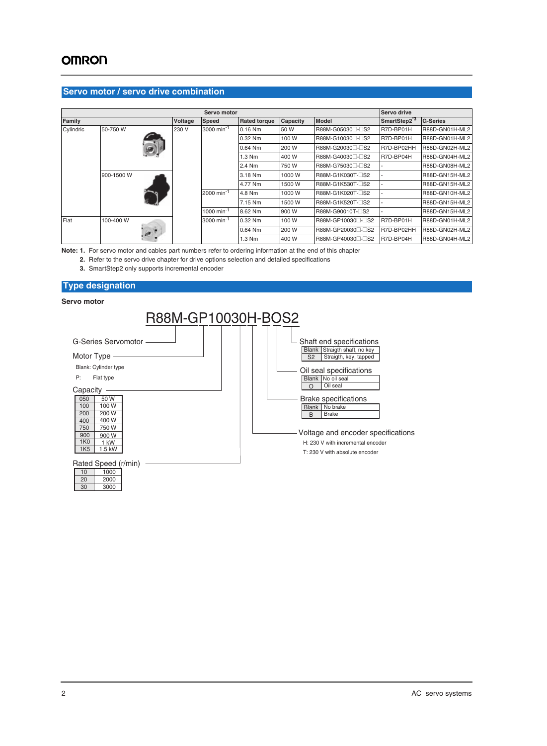## Servo motor / servo drive combination

| Servo motor | | | | | | | Servo drive | |
|---|---|---|---|---|---|---|---|---|
| Family | | Voltage | Speed | Rated torque | Capacity | Model | SmartStep2[3] | G-Series |
| Cylindric | 50-750 W | 230 V | 3000 min⁻¹ | 0.16 Nm | 50 W | R88M-G05030□-□S2 | R7D-BP01H | R88D-GN01H-ML2 |
| | | | | 0.32 Nm | 100 W | R88M-G10030□-□S2 | R7D-BP01H | R88D-GN01H-ML2 |
| | | | | 0.64 Nm | 200 W | R88M-G20030□-□S2 | R7D-BP02HH | R88D-GN02H-ML2 |
| | | | | 1.3 Nm | 400 W | R88M-G40030□-□S2 | R7D-BP04H | R88D-GN04H-ML2 |
| | | | | 2.4 Nm | 750 W | R88M-G75030□-□S2 | - | R88D-GN08H-ML2 |
| | 900-1500 W | | | 3.18 Nm | 1000 W | R88M-G1K030T-□S2 | - | R88D-GN15H-ML2 |
| | | | | 4.77 Nm | 1500 W | R88M-G1K530T-□S2 | - | R88D-GN15H-ML2 |
| | | | 2000 min⁻¹ | 4.8 Nm | 1000 W | R88M-G1K020T-□S2 | - | R88D-GN10H-ML2 |
| | | | | 7.15 Nm | 1500 W | R88M-G1K520T-□S2 | - | R88D-GN15H-ML2 |
| | | | 1000 min⁻¹ | 8.62 Nm | 900 W | R88M-G90010T-□S2 | - | R88D-GN15H-ML2 |
| Flat | 100-400 W | | 3000 min⁻¹ | 0.32 Nm | 100 W | R88M-GP10030□-□S2 | R7D-BP01H | R88D-GN01H-ML2 |
| | | | | 0.64 Nm | 200 W | R88M-GP20030□-□S2 | R7D-BP02HH | R88D-GN02H-ML2 |
| | | | | 1.3 Nm | 400 W | R88M-GP40030□-□S2 | R7D-BP04H | R88D-GN04H-ML2 |

**Note: 1.** For servo motor and cables part numbers refer to ordering information at the end of this chapter
**2.** Refer to the servo drive chapter for drive options selection and detailed specifications
**3.** SmartStep2 only supports incremental encoder

## Type designation

**Servo motor**

R88M-GP10030H-BOS2

**G-Series Servomotor**

**Motor Type**
- Blank: Cylinder type
- P: Flat type

**Capacity**

| Code | Capacity |
|---|---|
| 050 | 50 W |
| 100 | 100 W |
| 200 | 200 W |
| 400 | 400 W |
| 750 | 750 W |
| 900 | 900 W |
| 1K0 | 1 kW |
| 1K5 | 1.5 kW |

**Rated Speed (r/min)**

| Code | Speed |
|---|---|
| 10 | 1000 |
| 20 | 2000 |
| 30 | 3000 |

**Shaft end specifications**

| Code | Specification |
|---|---|
| Blank | Straigth shaft, no key |
| S2 | Straigth, key, tapped |

**Oil seal specifications**

| Code | Specification |
|---|---|
| Blank | No oil seal |
| O | Oil seal |

**Brake specifications**

| Code | Specification |
|---|---|
| Blank | No brake |
| B | Brake |

**Voltage and encoder specifications**
- H: 230 V with incremental encoder
- T: 230 V with absolute encoder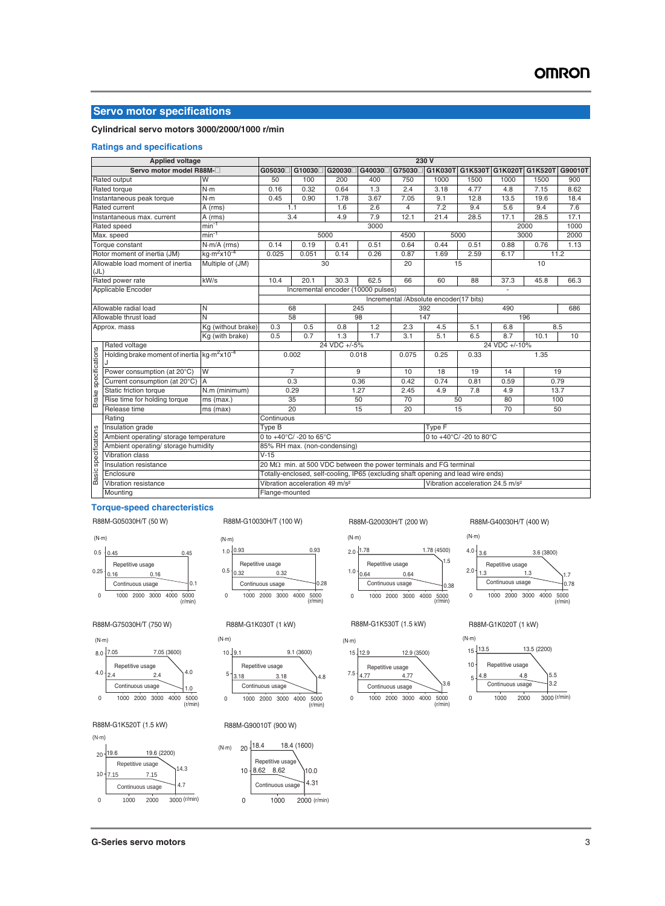# Servo motor specifications

**Cylindrical servo motors 3000/2000/1000 r/min**

## Ratings and specifications

| Applied voltage | | 230 V | | | | | | | | | |
|---|---|---|---|---|---|---|---|---|---|---|---|
| Servo motor model R88M-□ | | G05030□ | G10030□ | G20030□ | G40030□ | G75030□ | G1K030T | G1K530T | G1K020T | G1K520T | G90010T |
| Rated output | W | 50 | 100 | 200 | 400 | 750 | 1000 | 1500 | 1000 | 1500 | 900 |
| Rated torque | N·m | 0.16 | 0.32 | 0.64 | 1.3 | 2.4 | 3.18 | 4.77 | 4.8 | 7.15 | 8.62 |
| Instantaneous peak torque | N·m | 0.45 | 0.90 | 1.78 | 3.67 | 7.05 | 9.1 | 12.8 | 13.5 | 19.6 | 18.4 |
| Rated current | A (rms) | 1.1 | | 1.6 | 2.6 | 4 | 7.2 | 9.4 | 5.6 | 9.4 | 7.6 |
| Instantaneous max. current | A (rms) | 3.4 | | 4.9 | 7.9 | 12.1 | 21.4 | 28.5 | 17.1 | 28.5 | 17.1 |
| Rated speed | $min^{-1}$ | 3000 | | | | | | | 2000 | | 1000 |
| Max. speed | $min^{-1}$ | 5000 | | | | 4500 | 5000 | | 3000 | | 2000 |
| Torque constant | N·m/A (rms) | 0.14 | 0.19 | 0.41 | 0.51 | 0.64 | 0.44 | 0.51 | 0.88 | 0.76 | 1.13 |
| Rotor moment of inertia (JM) | $kg \cdot m^2 x10^{-4}$ | 0.025 | 0.051 | 0.14 | 0.26 | 0.87 | 1.69 | 2.59 | 6.17 | 11.2 | |
| Allowable load moment of inertia (JL) | Multiple of (JM) | 30 | | | | 20 | 15 | | 10 | | |
| Rated power rate | kW/s | 10.4 | 20.1 | 30.3 | 62.5 | 66 | 60 | 88 | 37.3 | 45.8 | 66.3 |
| Applicable Encoder | | Incremental encoder (10000 pulses) | | | | | - | | | | |
| | | Incremental /Absolute encoder(17 bits) | | | | | | | | | |
| Allowable radial load | N | 68 | | 245 | | 392 | | 490 | | | 686 |
| Allowable thrust load | N | 58 | | 98 | | 147 | | 196 | | | |
| Approx. mass | Kg (without brake) | 0.3 | 0.5 | 0.8 | 1.2 | 2.3 | 4.5 | 5.1 | 6.8 | 8.5 | |
| | Kg (with brake) | 0.5 | 0.7 | 1.3 | 1.7 | 3.1 | 5.1 | 6.5 | 8.7 | 10.1 | 10 |
| Brake specifications: Rated voltage | | 24 VDC +/-5% | | | | | 24 VDC +/-10% | | | | |
| Brake specifications: Holding brake moment of inertia J | $kg \cdot m^2 x10^{-4}$ | 0.002 | | 0.018 | | 0.075 | 0.25 | 0.33 | 1.35 | | |
| Brake specifications: Power consumption (at 20°C) | W | 7 | | 9 | | 10 | 18 | 19 | 14 | 19 | |
| Brake specifications: Current consumption (at 20°C) | A | 0.3 | | 0.36 | | 0.42 | 0.74 | 0.81 | 0.59 | 0.79 | |
| Brake specifications: Static friction torque | N.m (minimum) | 0.29 | | 1.27 | | 2.45 | 4.9 | 7.8 | 4.9 | 13.7 | |
| Brake specifications: Rise time for holding torque | ms (max.) | 35 | | 50 | | 70 | 50 | | 80 | 100 | |
| Brake specifications: Release time | ms (max) | 20 | | 15 | | 20 | 15 | | 70 | 50 | |
| Basic specifications: Rating | | Continuous | | | | | | | | | |
| Basic specifications: Insulation grade | | Type B | | | | | Type F | | | | |
| Basic specifications: Ambient operating/ storage temperature | | 0 to +40°C/ -20 to 65°C | | | | | 0 to +40°C/ -20 to 80°C | | | | |
| Basic specifications: Ambient operating/ storage humidity | | 85% RH max. (non-condensing) | | | | | | | | | |
| Basic specifications: Vibration class | | V-15 | | | | | | | | | |
| Basic specifications: Insulation resistance | | 20 MΩ min. at 500 VDC between the power terminals and FG terminal | | | | | | | | | |
| Basic specifications: Enclosure | | Totally-enclosed, self-cooling, IP65 (excluding shaft opening and lead wire ends) | | | | | | | | | |
| Basic specifications: Vibration resistance | | Vibration acceleration 49 m/s² | | | | | Vibration acceleration 24.5 m/s² | | | | |
| Basic specifications: Mounting | | Flange-mounted | | | | | | | | | |

## Torque-speed charecteristics

R88M-G05030H/T (50 W)

R88M-G10030H/T (100 W)

R88M-G20030H/T (200 W)

R88M-G40030H/T (400 W)

R88M-G75030H/T (750 W)

R88M-G1K030T (1 kW)

R88M-G1K530T (1.5 kW)

R88M-G1K020T (1 kW)

R88M-G1K520T (1.5 kW)

R88M-G90010T (900 W)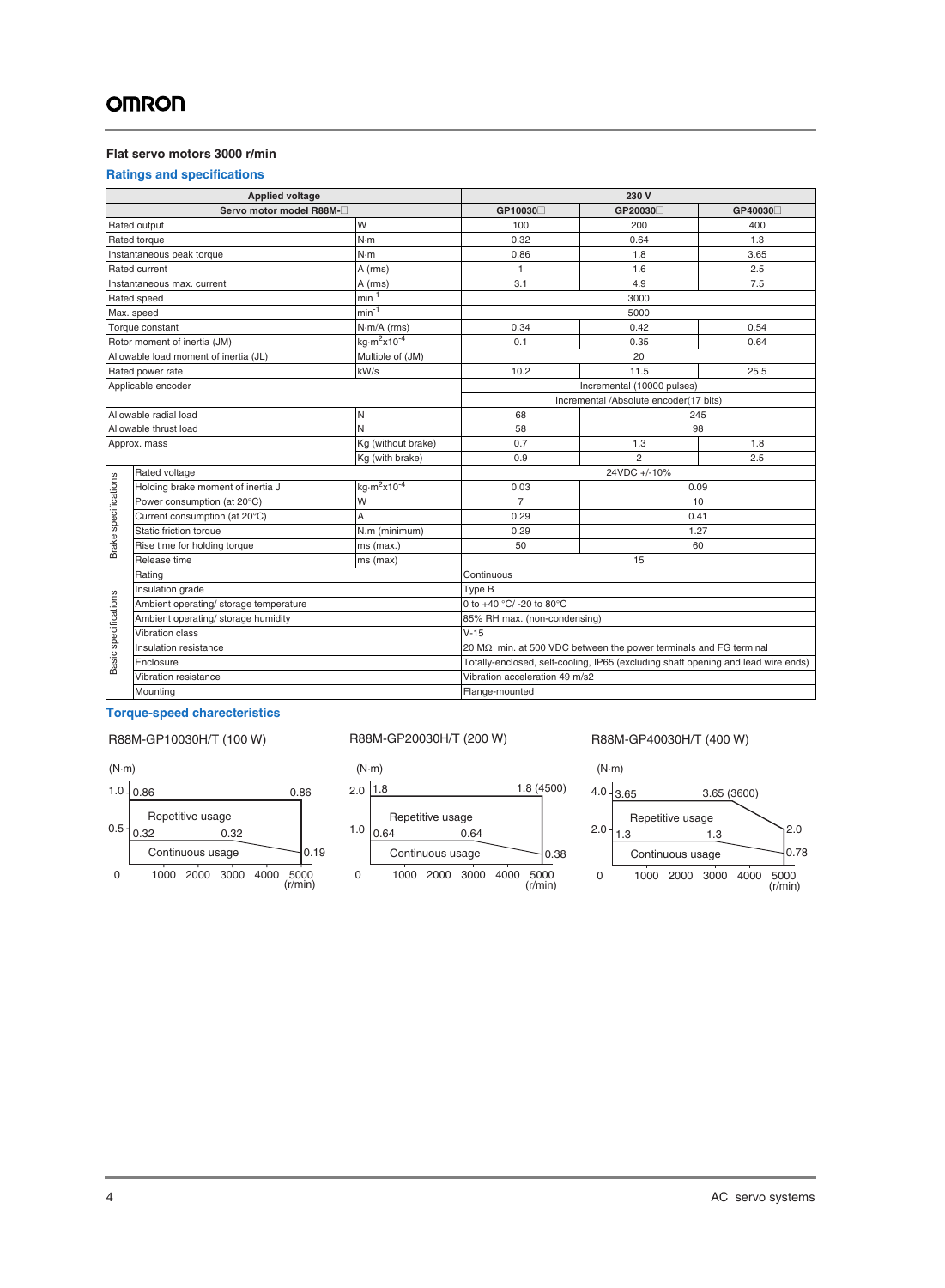## Flat servo motors 3000 r/min

### Ratings and specifications

| Applied voltage | | | 230 V | | |
|---|---|---|---|---|---|
| Servo motor model R88M-☐ | | | GP10030☐ | GP20030☐ | GP40030☐ |
| Rated output | | W | 100 | 200 | 400 |
| Rated torque | | N·m | 0.32 | 0.64 | 1.3 |
| Instantaneous peak torque | | N·m | 0.86 | 1.8 | 3.65 |
| Rated current | | A (rms) | 1 | 1.6 | 2.5 |
| Instantaneous max. current | | A (rms) | 3.1 | 4.9 | 7.5 |
| Rated speed | | $min^{-1}$ | 3000 | | |
| Max. speed | | $min^{-1}$ | 5000 | | |
| Torque constant | | N·m/A (rms) | 0.34 | 0.42 | 0.54 |
| Rotor moment of inertia (JM) | | $kg·m^2x10^{-4}$ | 0.1 | 0.35 | 0.64 |
| Allowable load moment of inertia (JL) | | Multiple of (JM) | 20 | | |
| Rated power rate | | kW/s | 10.2 | 11.5 | 25.5 |
| Applicable encoder | | | Incremental (10000 pulses) | | |
| | | | Incremental /Absolute encoder(17 bits) | | |
| Allowable radial load | | N | 68 | 245 | |
| Allowable thrust load | | N | 58 | 98 | |
| Approx. mass | | Kg (without brake) | 0.7 | 1.3 | 1.8 |
| | | Kg (with brake) | 0.9 | 2 | 2.5 |
| Brake specifications | Rated voltage | | 24VDC +/-10% | | |
| | Holding brake moment of inertia J | $kg·m^2x10^{-4}$ | 0.03 | 0.09 | |
| | Power consumption (at 20°C) | W | 7 | 10 | |
| | Current consumption (at 20°C) | A | 0.29 | 0.41 | |
| | Static friction torque | N.m (minimum) | 0.29 | 1.27 | |
| | Rise time for holding torque | ms (max.) | 50 | 60 | |
| | Release time | ms (max) | 15 | | |
| Basic specifications | Rating | | Continuous | | |
| | Insulation grade | | Type B | | |
| | Ambient operating/ storage temperature | | 0 to +40 °C/ -20 to 80°C | | |
| | Ambient operating/ storage humidity | | 85% RH max. (non-condensing) | | |
| | Vibration class | | V-15 | | |
| | Insulation resistance | | 20 MΩ min. at 500 VDC between the power terminals and FG terminal | | |
| | Enclosure | | Totally-enclosed, self-cooling, IP65 (excluding shaft opening and lead wire ends) | | |
| | Vibration resistance | | Vibration acceleration 49 m/s2 | | |
| | Mounting | | Flange-mounted | | |

### Torque-speed charecteristics

R88M-GP10030H/T (100 W)

(N·m) — Repetitive usage: 0.86 … 0.86; Continuous usage: 0.32 … 0.32 … 0.19; axis 0, 1000, 2000, 3000, 4000, 5000 (r/min)

R88M-GP20030H/T (200 W)

(N·m) — Repetitive usage: 1.8 … 1.8 (4500); Continuous usage: 0.64 … 0.64 … 0.38; axis 0, 1000, 2000, 3000, 4000, 5000 (r/min)

R88M-GP40030H/T (400 W)

(N·m) — Repetitive usage: 3.65 … 3.65 (3600) … 2.0; Continuous usage: 1.3 … 1.3 … 0.78; axis 0, 1000, 2000, 3000, 4000, 5000 (r/min)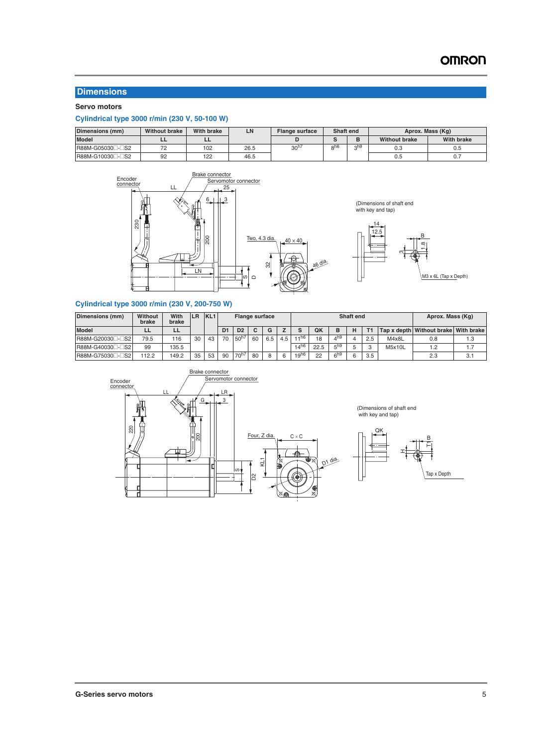## Dimensions

### Servo motors

#### Cylindrical type 3000 r/min (230 V, 50-100 W)

| Dimensions (mm) | Without brake | With brake | LN | Flange surface | Shaft end | | Aprox. Mass (Kg) | |
|---|---|---|---|---|---|---|---|---|
| Model | LL | LL | | D | S | B | Without brake | With brake |
| R88M-G05030□-□S2 | 72 | 102 | 26.5 | $30^{h7}$ | $8^{h6}$ | $3^{h9}$ | 0.3 | 0.5 |
| R88M-G10030□-□S2 | 92 | 122 | 46.5 | | | | 0.5 | 0.7 |

Encoder connector
Brake connector
Servomotor connector
LL
25
6
3
230
200
LN
S
D
Two, 4.3 dia.
40 × 40
32
46 dia.

(Dimensions of shaft end with key and tap)

14
12.5
B
1.8
3
M3 x 6L (Tap x Depth)

#### Cylindrical type 3000 r/min (230 V, 200-750 W)

| Dimensions (mm) | Without brake | With brake | LR | KL1 | Flange surface | | | | | Shaft end | | | | | | Aprox. Mass (Kg) | |
|---|---|---|---|---|---|---|---|---|---|---|---|---|---|---|---|---|---|
| Model | LL | LL | | | D1 | D2 | C | G | Z | S | QK | B | H | T1 | Tap x depth | Without brake | With brake |
| R88M-G20030□-□S2 | 79.5 | 116 | 30 | 43 | 70 | $50^{h7}$ | 60 | 6.5 | 4.5 | $11^{h6}$ | 18 | $4^{h9}$ | 4 | 2.5 | M4x8L | 0.8 | 1.3 |
| R88M-G40030□-□S2 | 99 | 135.5 | | | | | | | | $14^{h6}$ | 22.5 | $5^{h9}$ | 5 | 3 | M5x10L | 1.2 | 1.7 |
| R88M-G75030□-□S2 | 112.2 | 149.2 | 35 | 53 | 90 | $70^{h7}$ | 80 | 8 | 6 | $19^{h6}$ | 22 | $6^{h9}$ | 6 | 3.5 | | 2.3 | 3.1 |

Encoder connector
Brake connector
Servomotor connector
LL
LR
G
3
220
200
S
D2
KL1
Four, Z dia.
C × C
D1 dia.

(Dimensions of shaft end with key and tap)

QK
H
B
T1
Tap x Depth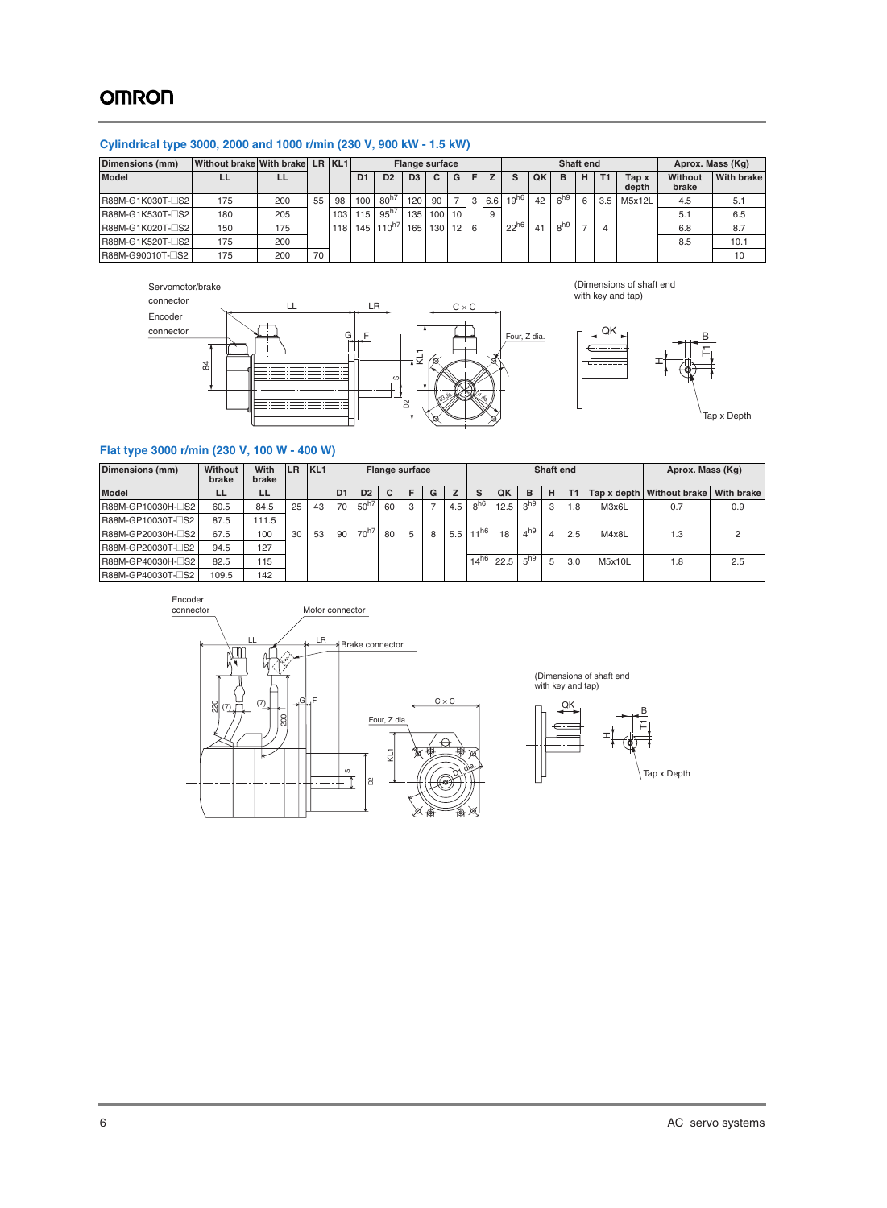## Cylindrical type 3000, 2000 and 1000 r/min (230 V, 900 kW - 1.5 kW)

| Dimensions (mm) | Without brake | With brake | LR | KL1 | Flange surface | | | | | | | Shaft end | | | | | | Aprox. Mass (Kg) | |
|---|---|---|---|---|---|---|---|---|---|---|---|---|---|---|---|---|---|---|---|
| Model | LL | LL | | | D1 | D2 | D3 | C | G | F | Z | S | QK | B | H | T1 | Tap x depth | Without brake | With brake |
| R88M-G1K030T-□S2 | 175 | 200 | 55 | 98 | 100 | $80^{h7}$ | 120 | 90 | 7 | 3 | 6.6 | $19^{h6}$ | 42 | $6^{h9}$ | 6 | 3.5 | M5x12L | 4.5 | 5.1 |
| R88M-G1K530T-□S2 | 180 | 205 | | 103 | 115 | $95^{h7}$ | 135 | 100 | 10 | | 9 | | | | | | | 5.1 | 6.5 |
| R88M-G1K020T-□S2 | 150 | 175 | | 118 | 145 | $110^{h7}$ | 165 | 130 | 12 | 6 | | $22^{h6}$ | 41 | $8^{h9}$ | 7 | 4 | | 6.8 | 8.7 |
| R88M-G1K520T-□S2 | 175 | 200 | | | | | | | | | | | | | | | | 8.5 | 10.1 |
| R88M-G90010T-□S2 | 175 | 200 | 70 | | | | | | | | | | | | | | | | 10 |

Servomotor/brake connector

Encoder connector

(Dimensions of shaft end with key and tap)

## Flat type 3000 r/min (230 V, 100 W - 400 W)

| Dimensions (mm) | Without brake | With brake | LR | KL1 | Flange surface | | | | | | Shaft end | | | | | | Aprox. Mass (Kg) | |
|---|---|---|---|---|---|---|---|---|---|---|---|---|---|---|---|---|---|---|
| Model | LL | LL | | | D1 | D2 | C | F | G | Z | S | QK | B | H | T1 | Tap x depth | Without brake | With brake |
| R88M-GP10030H-□S2 | 60.5 | 84.5 | 25 | 43 | 70 | $50^{h7}$ | 60 | 3 | 7 | 4.5 | $8^{h6}$ | 12.5 | $3^{h9}$ | 3 | 1.8 | M3x6L | 0.7 | 0.9 |
| R88M-GP10030T-□S2 | 87.5 | 111.5 | | | | | | | | | | | | | | | | |
| R88M-GP20030H-□S2 | 67.5 | 100 | 30 | 53 | 90 | $70^{h7}$ | 80 | 5 | 8 | 5.5 | $11^{h6}$ | 18 | $4^{h9}$ | 4 | 2.5 | M4x8L | 1.3 | 2 |
| R88M-GP20030T-□S2 | 94.5 | 127 | | | | | | | | | | | | | | | | |
| R88M-GP40030H-□S2 | 82.5 | 115 | | | | | | | | | $14^{h6}$ | 22.5 | $5^{h9}$ | 5 | 3.0 | M5x10L | 1.8 | 2.5 |
| R88M-GP40030T-□S2 | 109.5 | 142 | | | | | | | | | | | | | | | | |

Encoder connector

Motor connector

Brake connector

(Dimensions of shaft end with key and tap)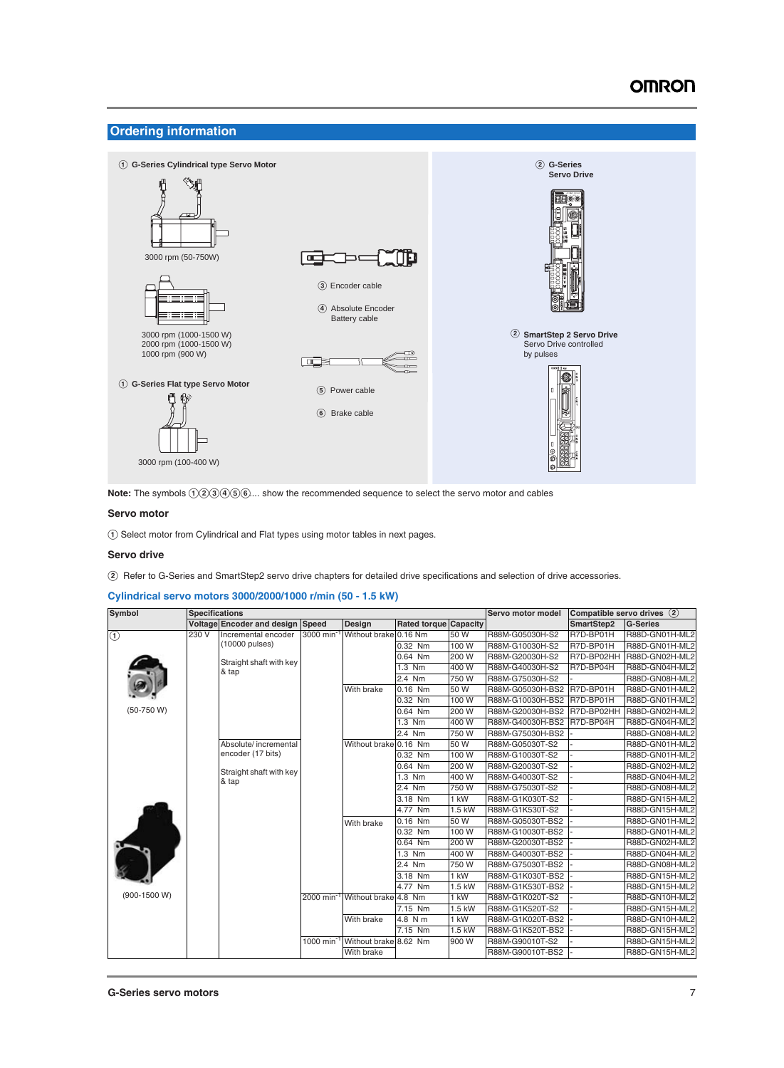## Ordering information

① G-Series Cylindrical type Servo Motor

3000 rpm (50-750W)

3000 rpm (1000-1500 W)
2000 rpm (1000-1500 W)
1000 rpm (900 W)

① G-Series Flat type Servo Motor

3000 rpm (100-400 W)

③ Encoder cable

④ Absolute Encoder Battery cable

⑤ Power cable

⑥ Brake cable

② G-Series Servo Drive

② SmartStep 2 Servo Drive
Servo Drive controlled by pulses

**Note:** The symbols ①②③④⑤⑥... show the recommended sequence to select the servo motor and cables

### Servo motor

① Select motor from Cylindrical and Flat types using motor tables in next pages.

### Servo drive

② Refer to G-Series and SmartStep2 servo drive chapters for detailed drive specifications and selection of drive accessories.

### Cylindrical servo motors 3000/2000/1000 r/min (50 - 1.5 kW)

| Symbol | Specifications | | | | | | Servo motor model | Compatible servo drives ② | |
|---|---|---|---|---|---|---|---|---|---|
| | Voltage | Encoder and design | Speed | Design | Rated torque | Capacity | | SmartStep2 | G-Series |
| ① (50-750 W) | 230 V | Incremental encoder (10000 pulses) Straight shaft with key & tap | 3000 min⁻¹ | Without brake | 0.16 Nm | 50 W | R88M-G05030H-S2 | R7D-BP01H | R88D-GN01H-ML2 |
| | | | | | 0.32 Nm | 100 W | R88M-G10030H-S2 | R7D-BP01H | R88D-GN01H-ML2 |
| | | | | | 0.64 Nm | 200 W | R88M-G20030H-S2 | R7D-BP02HH | R88D-GN02H-ML2 |
| | | | | | 1.3 Nm | 400 W | R88M-G40030H-S2 | R7D-BP04H | R88D-GN04H-ML2 |
| | | | | | 2.4 Nm | 750 W | R88M-G75030H-S2 | - | R88D-GN08H-ML2 |
| | | | | With brake | 0.16 Nm | 50 W | R88M-G05030H-BS2 | R7D-BP01H | R88D-GN01H-ML2 |
| | | | | | 0.32 Nm | 100 W | R88M-G10030H-BS2 | R7D-BP01H | R88D-GN01H-ML2 |
| | | | | | 0.64 Nm | 200 W | R88M-G20030H-BS2 | R7D-BP02HH | R88D-GN02H-ML2 |
| | | | | | 1.3 Nm | 400 W | R88M-G40030H-BS2 | R7D-BP04H | R88D-GN04H-ML2 |
| | | | | | 2.4 Nm | 750 W | R88M-G75030H-BS2 | - | R88D-GN08H-ML2 |
| (900-1500 W) | | Absolute/ incremental encoder (17 bits) Straight shaft with key & tap | | Without brake | 0.16 Nm | 50 W | R88M-G05030T-S2 | - | R88D-GN01H-ML2 |
| | | | | | 0.32 Nm | 100 W | R88M-G10030T-S2 | - | R88D-GN01H-ML2 |
| | | | | | 0.64 Nm | 200 W | R88M-G20030T-S2 | - | R88D-GN02H-ML2 |
| | | | | | 1.3 Nm | 400 W | R88M-G40030T-S2 | - | R88D-GN04H-ML2 |
| | | | | | 2.4 Nm | 750 W | R88M-G75030T-S2 | - | R88D-GN08H-ML2 |
| | | | | | 3.18 Nm | 1 kW | R88M-G1K030T-S2 | - | R88D-GN15H-ML2 |
| | | | | | 4.77 Nm | 1.5 kW | R88M-G1K530T-S2 | - | R88D-GN15H-ML2 |
| | | | | With brake | 0.16 Nm | 50 W | R88M-G05030T-BS2 | - | R88D-GN01H-ML2 |
| | | | | | 0.32 Nm | 100 W | R88M-G10030T-BS2 | - | R88D-GN01H-ML2 |
| | | | | | 0.64 Nm | 200 W | R88M-G20030T-BS2 | - | R88D-GN02H-ML2 |
| | | | | | 1.3 Nm | 400 W | R88M-G40030T-BS2 | - | R88D-GN04H-ML2 |
| | | | | | 2.4 Nm | 750 W | R88M-G75030T-BS2 | - | R88D-GN08H-ML2 |
| | | | | | 3.18 Nm | 1 kW | R88M-G1K030T-BS2 | - | R88D-GN15H-ML2 |
| | | | | | 4.77 Nm | 1.5 kW | R88M-G1K530T-BS2 | - | R88D-GN15H-ML2 |
| | | | 2000 min⁻¹ | Without brake | 4.8 Nm | 1 kW | R88M-G1K020T-S2 | - | R88D-GN10H-ML2 |
| | | | | | 7.15 Nm | 1.5 kW | R88M-G1K520T-S2 | - | R88D-GN15H-ML2 |
| | | | | With brake | 4.8 N m | 1 kW | R88M-G1K020T-BS2 | - | R88D-GN10H-ML2 |
| | | | | | 7.15 Nm | 1.5 kW | R88M-G1K520T-BS2 | - | R88D-GN15H-ML2 |
| | | | 1000 min⁻¹ | Without brake | 8.62 Nm | 900 W | R88M-G90010T-S2 | - | R88D-GN15H-ML2 |
| | | | | With brake | | | R88M-G90010T-BS2 | - | R88D-GN15H-ML2 |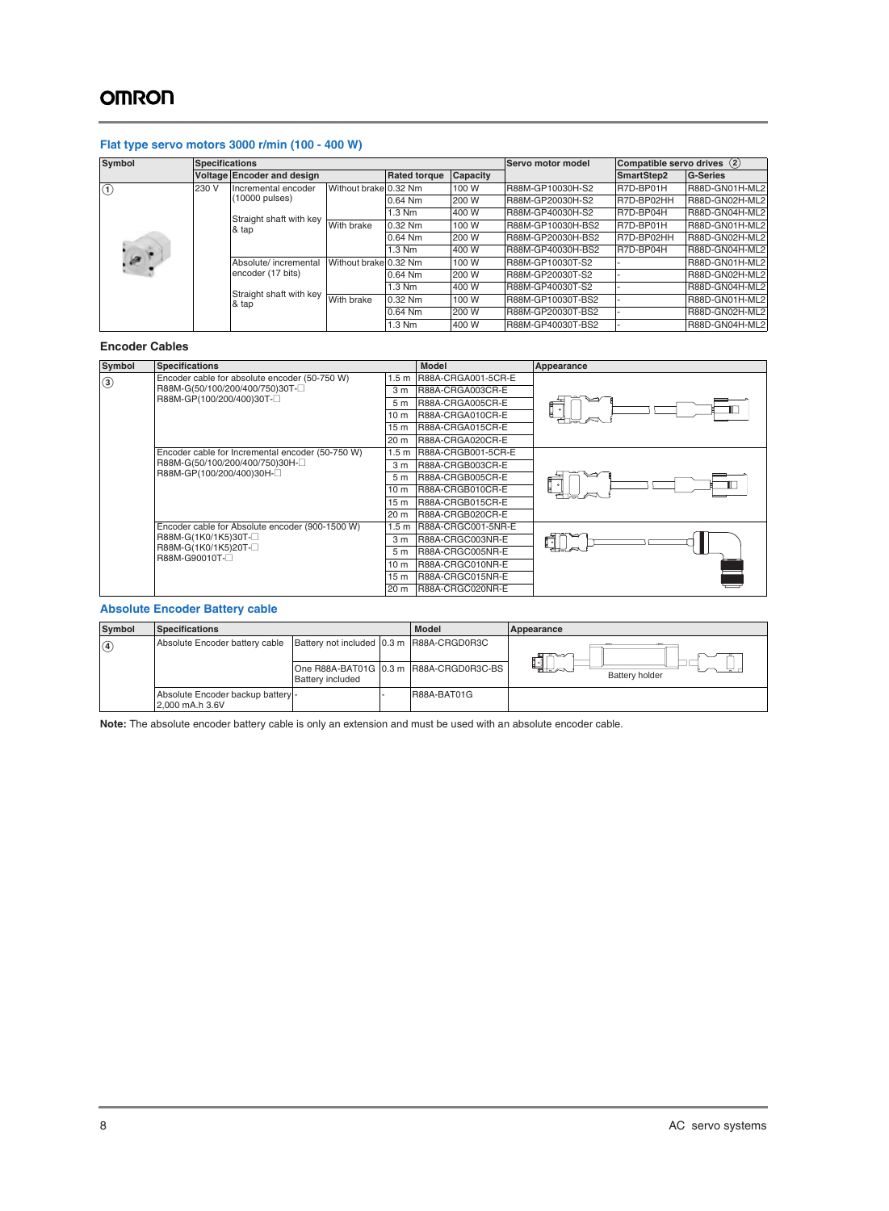## Flat type servo motors 3000 r/min (100 - 400 W)

| Symbol | Specifications | | | | | Servo motor model | Compatible servo drives ② | |
|---|---|---|---|---|---|---|---|---|
| | Voltage | Encoder and design | | Rated torque | Capacity | | SmartStep2 | G-Series |
| ① | 230 V | Incremental encoder (10000 pulses) | Without brake | 0.32 Nm | 100 W | R88M-GP10030H-S2 | R7D-BP01H | R88D-GN01H-ML2 |
| | | | | 0.64 Nm | 200 W | R88M-GP20030H-S2 | R7D-BP02HH | R88D-GN02H-ML2 |
| | | Straight shaft with key & tap | | 1.3 Nm | 400 W | R88M-GP40030H-S2 | R7D-BP04H | R88D-GN04H-ML2 |
| | | | With brake | 0.32 Nm | 100 W | R88M-GP10030H-BS2 | R7D-BP01H | R88D-GN01H-ML2 |
| | | | | 0.64 Nm | 200 W | R88M-GP20030H-BS2 | R7D-BP02HH | R88D-GN02H-ML2 |
| | | | | 1.3 Nm | 400 W | R88M-GP40030H-BS2 | R7D-BP04H | R88D-GN04H-ML2 |
| | | Absolute/ incremental encoder (17 bits) | Without brake | 0.32 Nm | 100 W | R88M-GP10030T-S2 | - | R88D-GN01H-ML2 |
| | | | | 0.64 Nm | 200 W | R88M-GP20030T-S2 | - | R88D-GN02H-ML2 |
| | | Straight shaft with key & tap | | 1.3 Nm | 400 W | R88M-GP40030T-S2 | - | R88D-GN04H-ML2 |
| | | | With brake | 0.32 Nm | 100 W | R88M-GP10030T-BS2 | - | R88D-GN01H-ML2 |
| | | | | 0.64 Nm | 200 W | R88M-GP20030T-BS2 | - | R88D-GN02H-ML2 |
| | | | | 1.3 Nm | 400 W | R88M-GP40030T-BS2 | - | R88D-GN04H-ML2 |

### Encoder Cables

| Symbol | Specifications | | Model | Appearance |
|---|---|---|---|---|
| ③ | Encoder cable for absolute encoder (50-750 W) R88M-G(50/100/200/400/750)30T-☐ R88M-GP(100/200/400)30T-☐ | 1.5 m | R88A-CRGA001-5CR-E | |
| | | 3 m | R88A-CRGA003CR-E | |
| | | 5 m | R88A-CRGA005CR-E | |
| | | 10 m | R88A-CRGA010CR-E | |
| | | 15 m | R88A-CRGA015CR-E | |
| | | 20 m | R88A-CRGA020CR-E | |
| | Encoder cable for Incremental encoder (50-750 W) R88M-G(50/100/200/400/750)30H-☐ R88M-GP(100/200/400)30H-☐ | 1.5 m | R88A-CRGB001-5CR-E | |
| | | 3 m | R88A-CRGB003CR-E | |
| | | 5 m | R88A-CRGB005CR-E | |
| | | 10 m | R88A-CRGB010CR-E | |
| | | 15 m | R88A-CRGB015CR-E | |
| | | 20 m | R88A-CRGB020CR-E | |
| | Encoder cable for Absolute encoder (900-1500 W) R88M-G(1K0/1K5)30T-☐ R88M-G(1K0/1K5)20T-☐ R88M-G90010T-☐ | 1.5 m | R88A-CRGC001-5NR-E | |
| | | 3 m | R88A-CRGC003NR-E | |
| | | 5 m | R88A-CRGC005NR-E | |
| | | 10 m | R88A-CRGC010NR-E | |
| | | 15 m | R88A-CRGC015NR-E | |
| | | 20 m | R88A-CRGC020NR-E | |

### Absolute Encoder Battery cable

| Symbol | Specifications | | | Model | Appearance |
|---|---|---|---|---|---|
| ④ | Absolute Encoder battery cable | Battery not included | 0.3 m | R88A-CRGD0R3C | Battery holder |
| | | One R88A-BAT01G Battery included | 0.3 m | R88A-CRGD0R3C-BS | |
| | Absolute Encoder backup battery 2,000 mA.h 3.6V | - | - | R88A-BAT01G | |

**Note:** The absolute encoder battery cable is only an extension and must be used with an absolute encoder cable.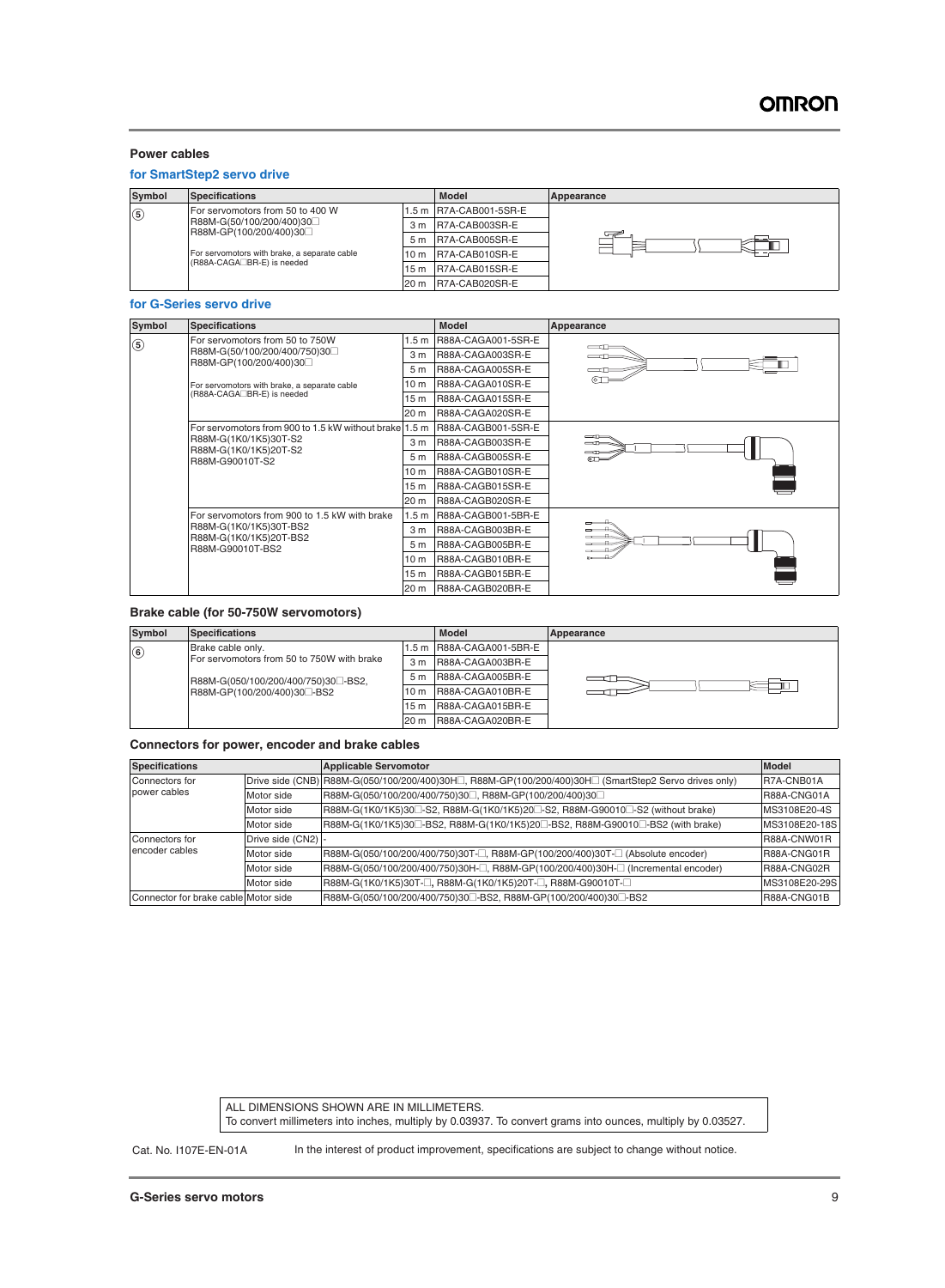### Power cables

#### for SmartStep2 servo drive

| Symbol | Specifications | | Model | Appearance |
|---|---|---|---|---|
| ⑤ | For servomotors from 50 to 400 W<br>R88M-G(50/100/200/400)30☐<br>R88M-GP(100/200/400)30☐<br><br>For servomotors with brake, a separate cable (R88A-CAGA☐BR-E) is needed | 1.5 m | R7A-CAB001-5SR-E | |
| | | 3 m | R7A-CAB003SR-E | |
| | | 5 m | R7A-CAB005SR-E | |
| | | 10 m | R7A-CAB010SR-E | |
| | | 15 m | R7A-CAB015SR-E | |
| | | 20 m | R7A-CAB020SR-E | |

#### for G-Series servo drive

| Symbol | Specifications | | Model | Appearance |
|---|---|---|---|---|
| ⑤ | For servomotors from 50 to 750W<br>R88M-G(50/100/200/400/750)30☐<br>R88M-GP(100/200/400)30☐<br><br>For servomotors with brake, a separate cable (R88A-CAGA☐BR-E) is needed | 1.5 m | R88A-CAGA001-5SR-E | |
| | | 3 m | R88A-CAGA003SR-E | |
| | | 5 m | R88A-CAGA005SR-E | |
| | | 10 m | R88A-CAGA010SR-E | |
| | | 15 m | R88A-CAGA015SR-E | |
| | | 20 m | R88A-CAGA020SR-E | |
| | For servomotors from 900 to 1.5 kW without brake<br>R88M-G(1K0/1K5)30T-S2<br>R88M-G(1K0/1K5)20T-S2<br>R88M-G90010T-S2 | 1.5 m | R88A-CAGB001-5SR-E | |
| | | 3 m | R88A-CAGB003SR-E | |
| | | 5 m | R88A-CAGB005SR-E | |
| | | 10 m | R88A-CAGB010SR-E | |
| | | 15 m | R88A-CAGB015SR-E | |
| | | 20 m | R88A-CAGB020SR-E | |
| | For servomotors from 900 to 1.5 kW with brake<br>R88M-G(1K0/1K5)30T-BS2<br>R88M-G(1K0/1K5)20T-BS2<br>R88M-G90010T-BS2 | 1.5 m | R88A-CAGB001-5BR-E | |
| | | 3 m | R88A-CAGB003BR-E | |
| | | 5 m | R88A-CAGB005BR-E | |
| | | 10 m | R88A-CAGB010BR-E | |
| | | 15 m | R88A-CAGB015BR-E | |
| | | 20 m | R88A-CAGB020BR-E | |

### Brake cable (for 50-750W servomotors)

| Symbol | Specifications | | Model | Appearance |
|---|---|---|---|---|
| ⑥ | Brake cable only.<br>For servomotors from 50 to 750W with brake<br><br>R88M-G(050/100/200/400/750)30☐-BS2,<br>R88M-GP(100/200/400)30☐-BS2 | 1.5 m | R88A-CAGA001-5BR-E | |
| | | 3 m | R88A-CAGA003BR-E | |
| | | 5 m | R88A-CAGA005BR-E | |
| | | 10 m | R88A-CAGA010BR-E | |
| | | 15 m | R88A-CAGA015BR-E | |
| | | 20 m | R88A-CAGA020BR-E | |

### Connectors for power, encoder and brake cables

| Specifications | | Applicable Servomotor | Model |
|---|---|---|---|
| Connectors for power cables | Drive side (CNB) | R88M-G(050/100/200/400)30H☐, R88M-GP(100/200/400)30H☐ (SmartStep2 Servo drives only) | R7A-CNB01A |
| | Motor side | R88M-G(050/100/200/400/750)30☐, R88M-GP(100/200/400)30☐ | R88A-CNG01A |
| | Motor side | R88M-G(1K0/1K5)30☐-S2, R88M-G(1K0/1K5)20☐-S2, R88M-G90010☐-S2 (without brake) | MS3108E20-4S |
| | Motor side | R88M-G(1K0/1K5)30☐-BS2, R88M-G(1K0/1K5)20☐-BS2, R88M-G90010☐-BS2 (with brake) | MS3108E20-18S |
| Connectors for encoder cables | Drive side (CN2) | - | R88A-CNW01R |
| | Motor side | R88M-G(050/100/200/400/750)30T-☐, R88M-GP(100/200/400)30T-☐ (Absolute encoder) | R88A-CNG01R |
| | Motor side | R88M-G(050/100/200/400/750)30H-☐, R88M-GP(100/200/400)30H-☐ (Incremental encoder) | R88A-CNG02R |
| | Motor side | R88M-G(1K0/1K5)30T-☐, R88M-G(1K0/1K5)20T-☐, R88M-G90010T-☐ | MS3108E20-29S |
| Connector for brake cable | Motor side | R88M-G(050/100/200/400/750)30☐-BS2, R88M-GP(100/200/400)30☐-BS2 | R88A-CNG01B |

ALL DIMENSIONS SHOWN ARE IN MILLIMETERS.
To convert millimeters into inches, multiply by 0.03937. To convert grams into ounces, multiply by 0.03527.

Cat. No. I107E-EN-01A In the interest of product improvement, specifications are subject to change without notice.